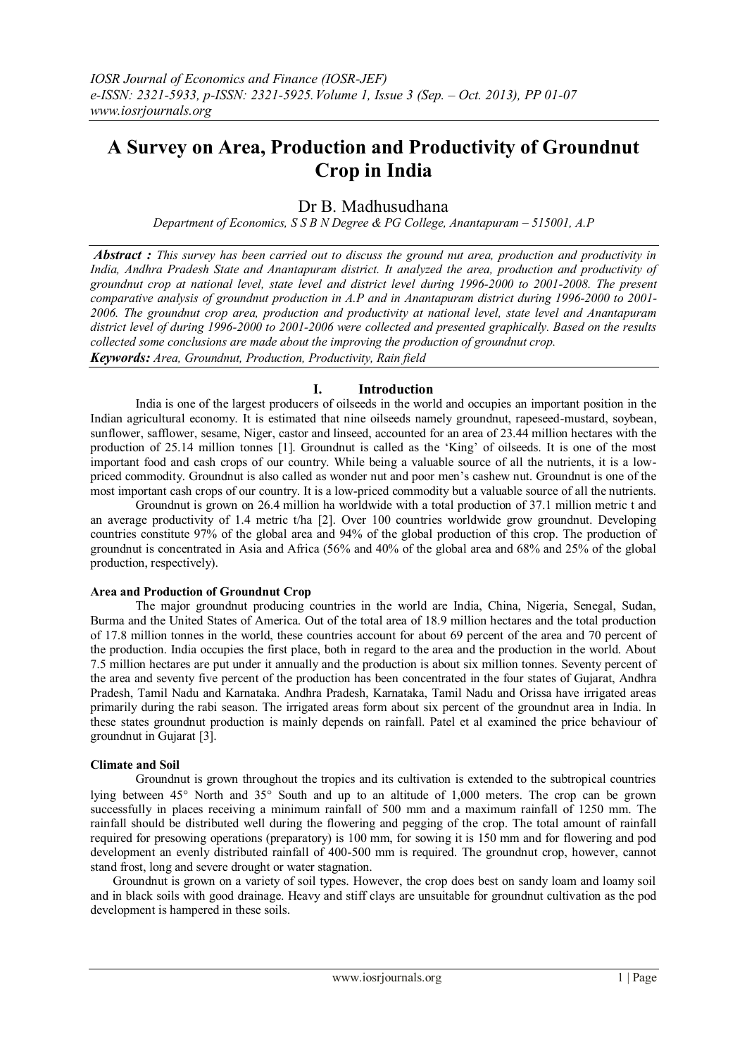# A Survey on Area, Production and Productivity of Groundnut Crop in India

Dr B. Madhusudhana

*Department of Economics, S S B N Degree & PG College, Anantapuram – 515001, A.P*

***Abstract :*** *This survey has been carried out to discuss the ground nut area, production and productivity in India, Andhra Pradesh State and Anantapuram district. It analyzed the area, production and productivity of groundnut crop at national level, state level and district level during 1996-2000 to 2001-2008. The present comparative analysis of groundnut production in A.P and in Anantapuram district during 1996-2000 to 2001-2006. The groundnut crop area, production and productivity at national level, state level and Anantapuram district level of during 1996-2000 to 2001-2006 were collected and presented graphically. Based on the results collected some conclusions are made about the improving the production of groundnut crop.*

***Keywords:*** *Area, Groundnut, Production, Productivity, Rain field*

## I. Introduction

India is one of the largest producers of oilseeds in the world and occupies an important position in the Indian agricultural economy. It is estimated that nine oilseeds namely groundnut, rapeseed-mustard, soybean, sunflower, safflower, sesame, Niger, castor and linseed, accounted for an area of 23.44 million hectares with the production of 25.14 million tonnes [1]. Groundnut is called as the 'King' of oilseeds. It is one of the most important food and cash crops of our country. While being a valuable source of all the nutrients, it is a low-priced commodity. Groundnut is also called as wonder nut and poor men's cashew nut. Groundnut is one of the most important cash crops of our country. It is a low-priced commodity but a valuable source of all the nutrients.

Groundnut is grown on 26.4 million ha worldwide with a total production of 37.1 million metric t and an average productivity of 1.4 metric t/ha [2]. Over 100 countries worldwide grow groundnut. Developing countries constitute 97% of the global area and 94% of the global production of this crop. The production of groundnut is concentrated in Asia and Africa (56% and 40% of the global area and 68% and 25% of the global production, respectively).

### Area and Production of Groundnut Crop

The major groundnut producing countries in the world are India, China, Nigeria, Senegal, Sudan, Burma and the United States of America. Out of the total area of 18.9 million hectares and the total production of 17.8 million tonnes in the world, these countries account for about 69 percent of the area and 70 percent of the production. India occupies the first place, both in regard to the area and the production in the world. About 7.5 million hectares are put under it annually and the production is about six million tonnes. Seventy percent of the area and seventy five percent of the production has been concentrated in the four states of Gujarat, Andhra Pradesh, Tamil Nadu and Karnataka. Andhra Pradesh, Karnataka, Tamil Nadu and Orissa have irrigated areas primarily during the rabi season. The irrigated areas form about six percent of the groundnut area in India. In these states groundnut production is mainly depends on rainfall. Patel et al examined the price behaviour of groundnut in Gujarat [3].

### Climate and Soil

Groundnut is grown throughout the tropics and its cultivation is extended to the subtropical countries lying between 45° North and 35° South and up to an altitude of 1,000 meters. The crop can be grown successfully in places receiving a minimum rainfall of 500 mm and a maximum rainfall of 1250 mm. The rainfall should be distributed well during the flowering and pegging of the crop. The total amount of rainfall required for presowing operations (preparatory) is 100 mm, for sowing it is 150 mm and for flowering and pod development an evenly distributed rainfall of 400-500 mm is required. The groundnut crop, however, cannot stand frost, long and severe drought or water stagnation.

Groundnut is grown on a variety of soil types. However, the crop does best on sandy loam and loamy soil and in black soils with good drainage. Heavy and stiff clays are unsuitable for groundnut cultivation as the pod development is hampered in these soils.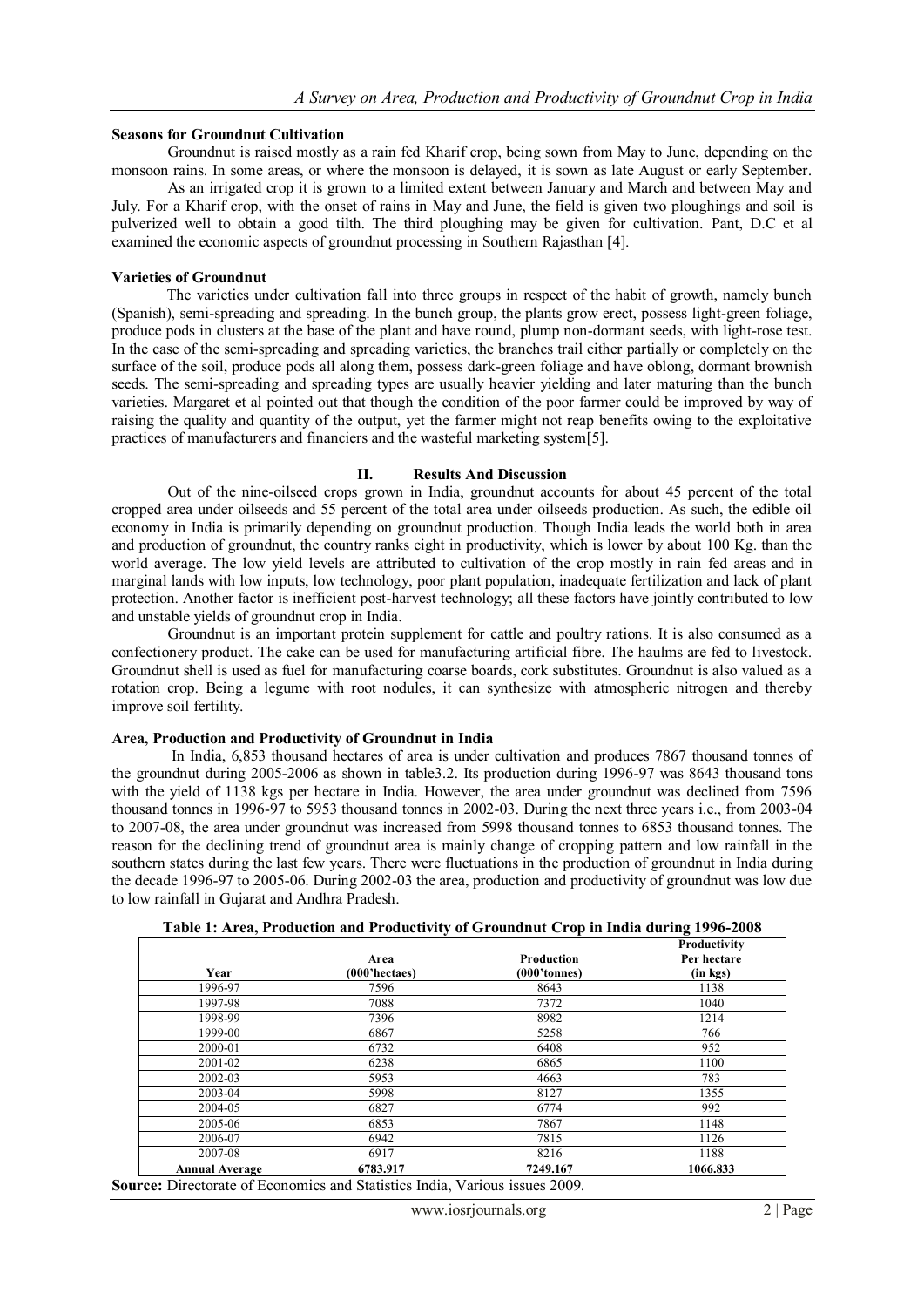### Seasons for Groundnut Cultivation

Groundnut is raised mostly as a rain fed Kharif crop, being sown from May to June, depending on the monsoon rains. In some areas, or where the monsoon is delayed, it is sown as late August or early September.

As an irrigated crop it is grown to a limited extent between January and March and between May and July. For a Kharif crop, with the onset of rains in May and June, the field is given two ploughings and soil is pulverized well to obtain a good tilth. The third ploughing may be given for cultivation. Pant, D.C et al examined the economic aspects of groundnut processing in Southern Rajasthan [4].

### Varieties of Groundnut

The varieties under cultivation fall into three groups in respect of the habit of growth, namely bunch (Spanish), semi-spreading and spreading. In the bunch group, the plants grow erect, possess light-green foliage, produce pods in clusters at the base of the plant and have round, plump non-dormant seeds, with light-rose test. In the case of the semi-spreading and spreading varieties, the branches trail either partially or completely on the surface of the soil, produce pods all along them, possess dark-green foliage and have oblong, dormant brownish seeds. The semi-spreading and spreading types are usually heavier yielding and later maturing than the bunch varieties. Margaret et al pointed out that though the condition of the poor farmer could be improved by way of raising the quality and quantity of the output, yet the farmer might not reap benefits owing to the exploitative practices of manufacturers and financiers and the wasteful marketing system[5].

## II. Results And Discussion

Out of the nine-oilseed crops grown in India, groundnut accounts for about 45 percent of the total cropped area under oilseeds and 55 percent of the total area under oilseeds production. As such, the edible oil economy in India is primarily depending on groundnut production. Though India leads the world both in area and production of groundnut, the country ranks eight in productivity, which is lower by about 100 Kg. than the world average. The low yield levels are attributed to cultivation of the crop mostly in rain fed areas and in marginal lands with low inputs, low technology, poor plant population, inadequate fertilization and lack of plant protection. Another factor is inefficient post-harvest technology; all these factors have jointly contributed to low and unstable yields of groundnut crop in India.

Groundnut is an important protein supplement for cattle and poultry rations. It is also consumed as a confectionery product. The cake can be used for manufacturing artificial fibre. The haulms are fed to livestock. Groundnut shell is used as fuel for manufacturing coarse boards, cork substitutes. Groundnut is also valued as a rotation crop. Being a legume with root nodules, it can synthesize with atmospheric nitrogen and thereby improve soil fertility.

### Area, Production and Productivity of Groundnut in India

In India, 6,853 thousand hectares of area is under cultivation and produces 7867 thousand tonnes of the groundnut during 2005-2006 as shown in table3.2. Its production during 1996-97 was 8643 thousand tons with the yield of 1138 kgs per hectare in India. However, the area under groundnut was declined from 7596 thousand tonnes in 1996-97 to 5953 thousand tonnes in 2002-03. During the next three years i.e., from 2003-04 to 2007-08, the area under groundnut was increased from 5998 thousand tonnes to 6853 thousand tonnes. The reason for the declining trend of groundnut area is mainly change of cropping pattern and low rainfall in the southern states during the last few years. There were fluctuations in the production of groundnut in India during the decade 1996-97 to 2005-06. During 2002-03 the area, production and productivity of groundnut was low due to low rainfall in Gujarat and Andhra Pradesh.

**Table 1: Area, Production and Productivity of Groundnut Crop in India during 1996-2008**

| Year | Area (000'hectaes) | Production (000'tonnes) | Productivity Per hectare (in kgs) |
|---|---|---|---|
| 1996-97 | 7596 | 8643 | 1138 |
| 1997-98 | 7088 | 7372 | 1040 |
| 1998-99 | 7396 | 8982 | 1214 |
| 1999-00 | 6867 | 5258 | 766 |
| 2000-01 | 6732 | 6408 | 952 |
| 2001-02 | 6238 | 6865 | 1100 |
| 2002-03 | 5953 | 4663 | 783 |
| 2003-04 | 5998 | 8127 | 1355 |
| 2004-05 | 6827 | 6774 | 992 |
| 2005-06 | 6853 | 7867 | 1148 |
| 2006-07 | 6942 | 7815 | 1126 |
| 2007-08 | 6917 | 8216 | 1188 |
| **Annual Average** | **6783.917** | **7249.167** | **1066.833** |

**Source:** Directorate of Economics and Statistics India, Various issues 2009.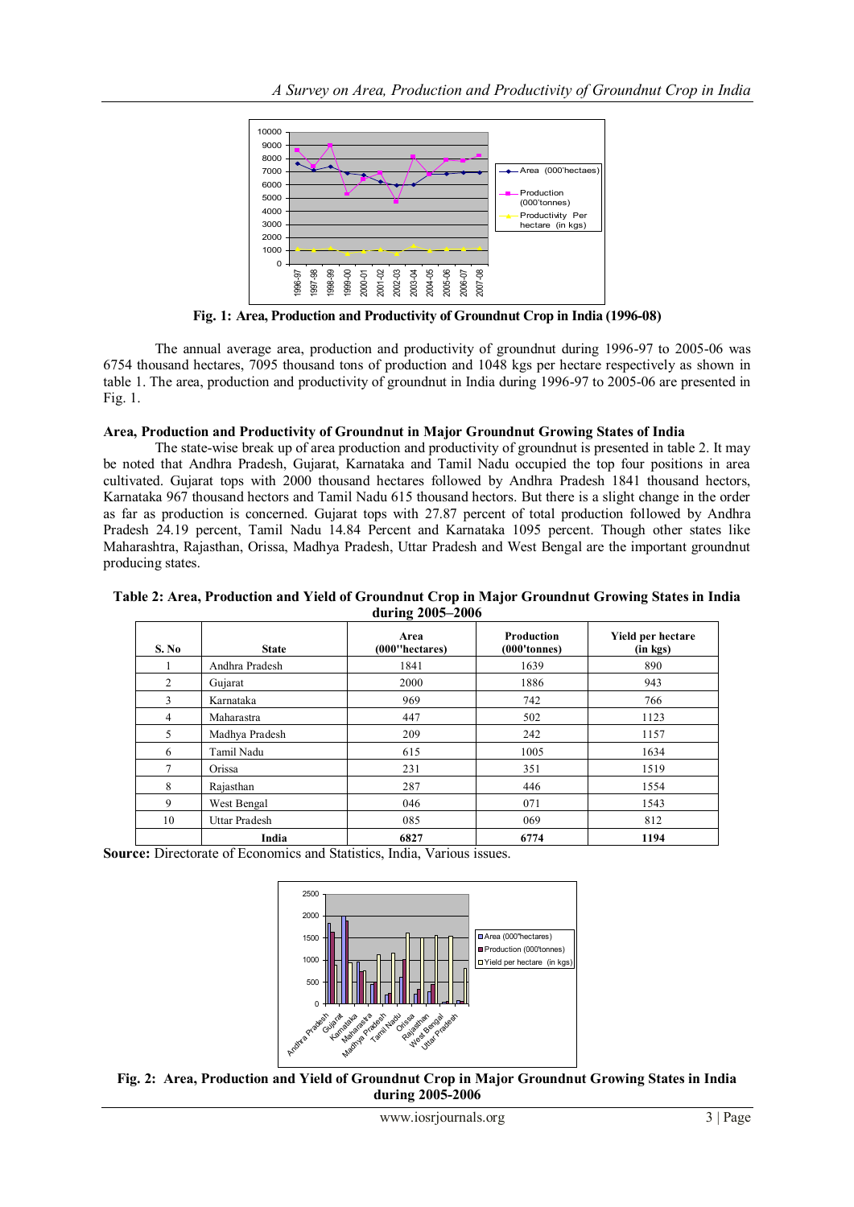Fig. 1: Area, Production and Productivity of Groundnut Crop in India (1996-08)

The annual average area, production and productivity of groundnut during 1996-97 to 2005-06 was 6754 thousand hectares, 7095 thousand tons of production and 1048 kgs per hectare respectively as shown in table 1. The area, production and productivity of groundnut in India during 1996-97 to 2005-06 are presented in Fig. 1.

**Area, Production and Productivity of Groundnut in Major Groundnut Growing States of India**

The state-wise break up of area production and productivity of groundnut is presented in table 2. It may be noted that Andhra Pradesh, Gujarat, Karnataka and Tamil Nadu occupied the top four positions in area cultivated. Gujarat tops with 2000 thousand hectares followed by Andhra Pradesh 1841 thousand hectors, Karnataka 967 thousand hectors and Tamil Nadu 615 thousand hectors. But there is a slight change in the order as far as production is concerned. Gujarat tops with 27.87 percent of total production followed by Andhra Pradesh 24.19 percent, Tamil Nadu 14.84 Percent and Karnataka 1095 percent. Though other states like Maharashtra, Rajasthan, Orissa, Madhya Pradesh, Uttar Pradesh and West Bengal are the important groundnut producing states.

**Table 2: Area, Production and Yield of Groundnut Crop in Major Groundnut Growing States in India during 2005–2006**

| S. No | State | Area (000''hectares) | Production (000'tonnes) | Yield per hectare (in kgs) |
|---|---|---|---|---|
| 1 | Andhra Pradesh | 1841 | 1639 | 890 |
| 2 | Gujarat | 2000 | 1886 | 943 |
| 3 | Karnataka | 969 | 742 | 766 |
| 4 | Maharastra | 447 | 502 | 1123 |
| 5 | Madhya Pradesh | 209 | 242 | 1157 |
| 6 | Tamil Nadu | 615 | 1005 | 1634 |
| 7 | Orissa | 231 | 351 | 1519 |
| 8 | Rajasthan | 287 | 446 | 1554 |
| 9 | West Bengal | 046 | 071 | 1543 |
| 10 | Uttar Pradesh | 085 | 069 | 812 |
| | **India** | **6827** | **6774** | **1194** |

**Source:** Directorate of Economics and Statistics, India, Various issues.

**Fig. 2: Area, Production and Yield of Groundnut Crop in Major Groundnut Growing States in India during 2005-2006**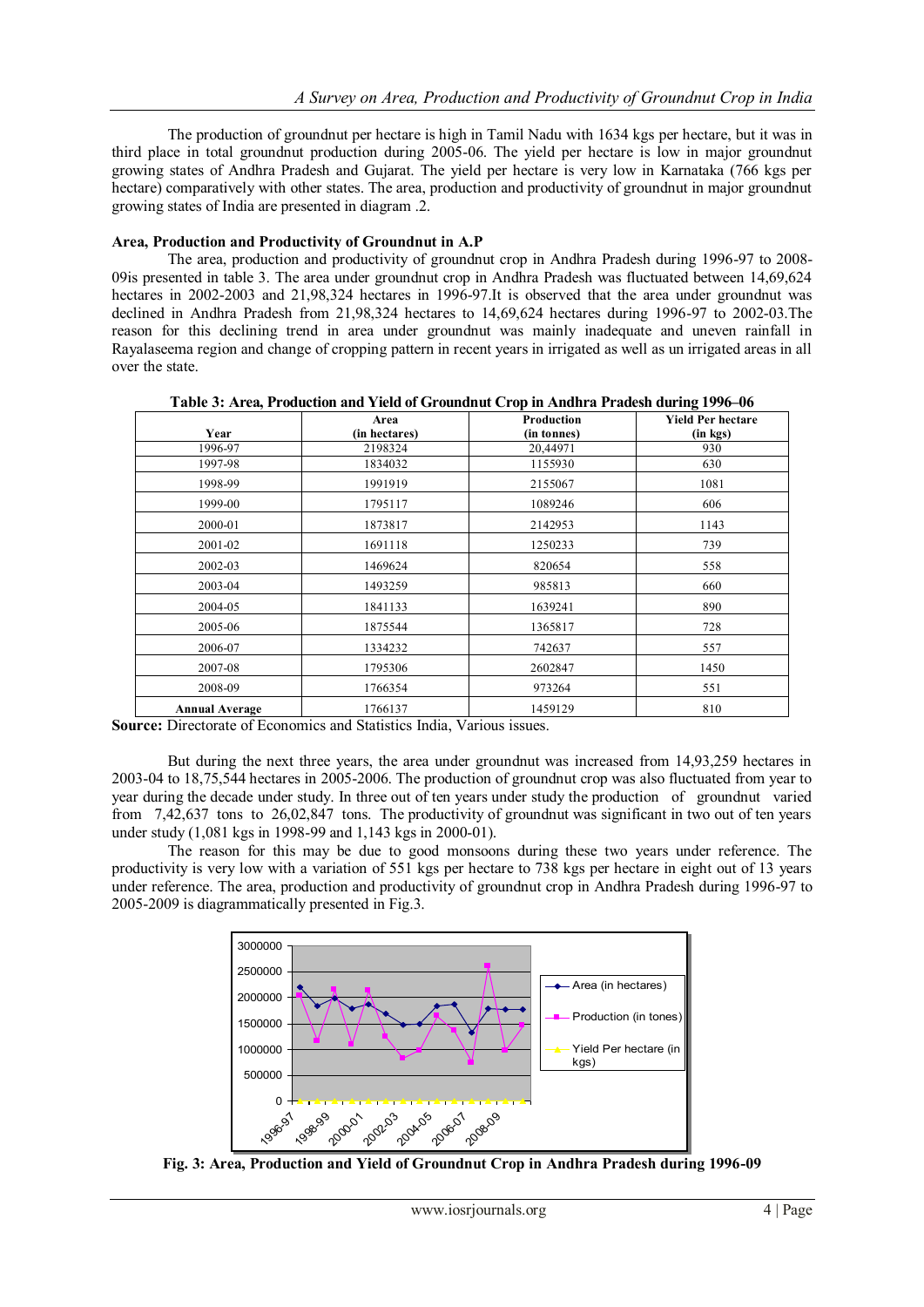The production of groundnut per hectare is high in Tamil Nadu with 1634 kgs per hectare, but it was in third place in total groundnut production during 2005-06. The yield per hectare is low in major groundnut growing states of Andhra Pradesh and Gujarat. The yield per hectare is very low in Karnataka (766 kgs per hectare) comparatively with other states. The area, production and productivity of groundnut in major groundnut growing states of India are presented in diagram .2.

**Area, Production and Productivity of Groundnut in A.P**

The area, production and productivity of groundnut crop in Andhra Pradesh during 1996-97 to 2008-09is presented in table 3. The area under groundnut crop in Andhra Pradesh was fluctuated between 14,69,624 hectares in 2002-2003 and 21,98,324 hectares in 1996-97.It is observed that the area under groundnut was declined in Andhra Pradesh from 21,98,324 hectares to 14,69,624 hectares during 1996-97 to 2002-03.The reason for this declining trend in area under groundnut was mainly inadequate and uneven rainfall in Rayalaseema region and change of cropping pattern in recent years in irrigated as well as un irrigated areas in all over the state.

**Table 3: Area, Production and Yield of Groundnut Crop in Andhra Pradesh during 1996–06**

| Year | Area (in hectares) | Production (in tonnes) | Yield Per hectare (in kgs) |
|---|---|---|---|
| 1996-97 | 2198324 | 20,44971 | 930 |
| 1997-98 | 1834032 | 1155930 | 630 |
| 1998-99 | 1991919 | 2155067 | 1081 |
| 1999-00 | 1795117 | 1089246 | 606 |
| 2000-01 | 1873817 | 2142953 | 1143 |
| 2001-02 | 1691118 | 1250233 | 739 |
| 2002-03 | 1469624 | 820654 | 558 |
| 2003-04 | 1493259 | 985813 | 660 |
| 2004-05 | 1841133 | 1639241 | 890 |
| 2005-06 | 1875544 | 1365817 | 728 |
| 2006-07 | 1334232 | 742637 | 557 |
| 2007-08 | 1795306 | 2602847 | 1450 |
| 2008-09 | 1766354 | 973264 | 551 |
| **Annual Average** | 1766137 | 1459129 | 810 |

**Source:** Directorate of Economics and Statistics India, Various issues.

But during the next three years, the area under groundnut was increased from 14,93,259 hectares in 2003-04 to 18,75,544 hectares in 2005-2006. The production of groundnut crop was also fluctuated from year to year during the decade under study. In three out of ten years under study the production of groundnut varied from 7,42,637 tons to 26,02,847 tons. The productivity of groundnut was significant in two out of ten years under study (1,081 kgs in 1998-99 and 1,143 kgs in 2000-01).

The reason for this may be due to good monsoons during these two years under reference. The productivity is very low with a variation of 551 kgs per hectare to 738 kgs per hectare in eight out of 13 years under reference. The area, production and productivity of groundnut crop in Andhra Pradesh during 1996-97 to 2005-2009 is diagrammatically presented in Fig.3.

**Fig. 3: Area, Production and Yield of Groundnut Crop in Andhra Pradesh during 1996-09**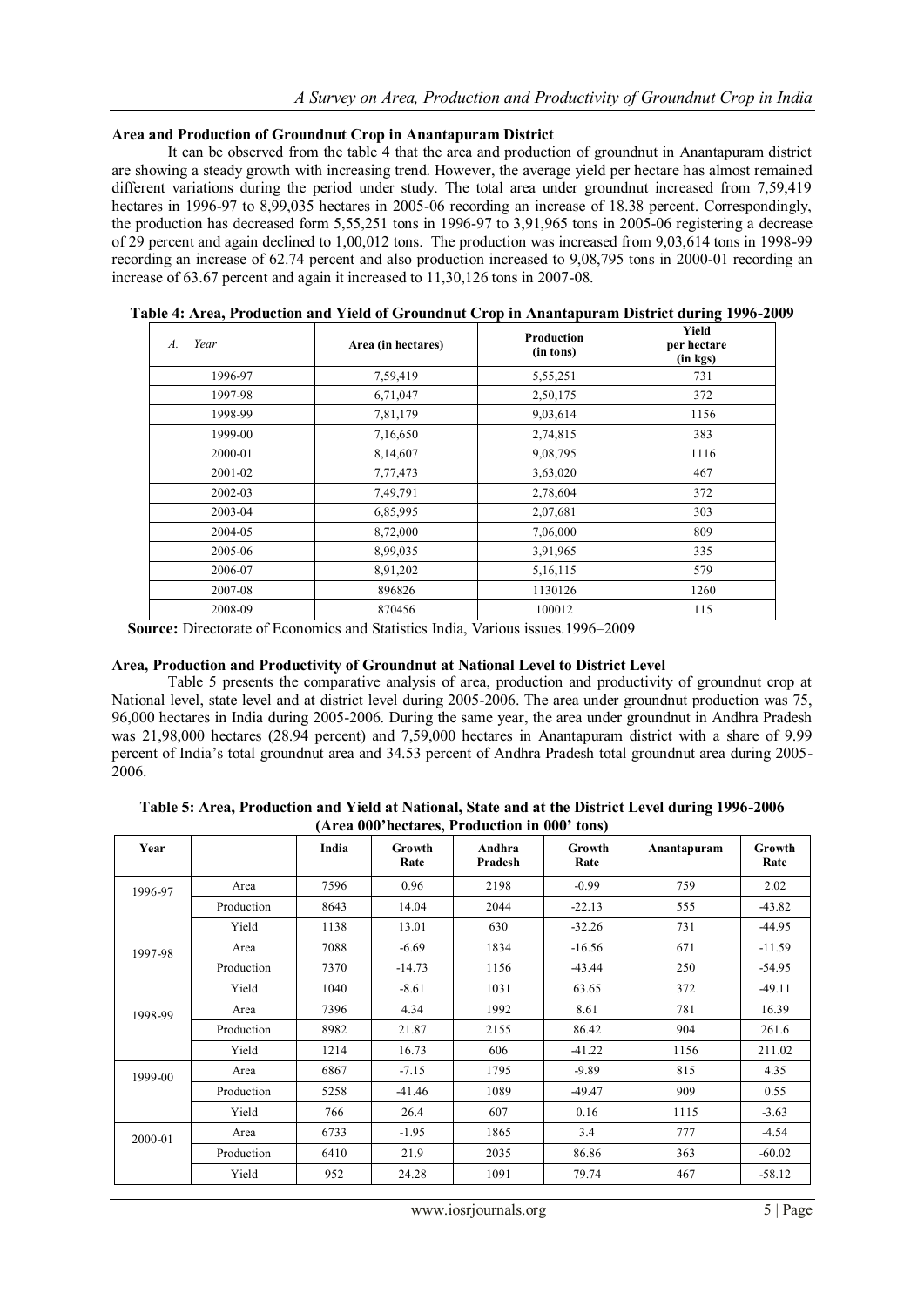### Area and Production of Groundnut Crop in Anantapuram District

It can be observed from the table 4 that the area and production of groundnut in Anantapuram district are showing a steady growth with increasing trend. However, the average yield per hectare has almost remained different variations during the period under study. The total area under groundnut increased from 7,59,419 hectares in 1996-97 to 8,99,035 hectares in 2005-06 recording an increase of 18.38 percent. Correspondingly, the production has decreased form 5,55,251 tons in 1996-97 to 3,91,965 tons in 2005-06 registering a decrease of 29 percent and again declined to 1,00,012 tons. The production was increased from 9,03,614 tons in 1998-99 recording an increase of 62.74 percent and also production increased to 9,08,795 tons in 2000-01 recording an increase of 63.67 percent and again it increased to 11,30,126 tons in 2007-08.

**Table 4: Area, Production and Yield of Groundnut Crop in Anantapuram District during 1996-2009**

| *A. Year* | Area (in hectares) | Production (in tons) | Yield per hectare (in kgs) |
|---|---|---|---|
| 1996-97 | 7,59,419 | 5,55,251 | 731 |
| 1997-98 | 6,71,047 | 2,50,175 | 372 |
| 1998-99 | 7,81,179 | 9,03,614 | 1156 |
| 1999-00 | 7,16,650 | 2,74,815 | 383 |
| 2000-01 | 8,14,607 | 9,08,795 | 1116 |
| 2001-02 | 7,77,473 | 3,63,020 | 467 |
| 2002-03 | 7,49,791 | 2,78,604 | 372 |
| 2003-04 | 6,85,995 | 2,07,681 | 303 |
| 2004-05 | 8,72,000 | 7,06,000 | 809 |
| 2005-06 | 8,99,035 | 3,91,965 | 335 |
| 2006-07 | 8,91,202 | 5,16,115 | 579 |
| 2007-08 | 896826 | 1130126 | 1260 |
| 2008-09 | 870456 | 100012 | 115 |

**Source:** Directorate of Economics and Statistics India, Various issues.1996–2009

### Area, Production and Productivity of Groundnut at National Level to District Level

Table 5 presents the comparative analysis of area, production and productivity of groundnut crop at National level, state level and at district level during 2005-2006. The area under groundnut production was 75, 96,000 hectares in India during 2005-2006. During the same year, the area under groundnut in Andhra Pradesh was 21,98,000 hectares (28.94 percent) and 7,59,000 hectares in Anantapuram district with a share of 9.99 percent of India's total groundnut area and 34.53 percent of Andhra Pradesh total groundnut area during 2005-2006.

**Table 5: Area, Production and Yield at National, State and at the District Level during 1996-2006 (Area 000'hectares, Production in 000' tons)**

| Year | | India | Growth Rate | Andhra Pradesh | Growth Rate | Anantapuram | Growth Rate |
|---|---|---|---|---|---|---|---|
| 1996-97 | Area | 7596 | 0.96 | 2198 | -0.99 | 759 | 2.02 |
| | Production | 8643 | 14.04 | 2044 | -22.13 | 555 | -43.82 |
| | Yield | 1138 | 13.01 | 630 | -32.26 | 731 | -44.95 |
| 1997-98 | Area | 7088 | -6.69 | 1834 | -16.56 | 671 | -11.59 |
| | Production | 7370 | -14.73 | 1156 | -43.44 | 250 | -54.95 |
| | Yield | 1040 | -8.61 | 1031 | 63.65 | 372 | -49.11 |
| 1998-99 | Area | 7396 | 4.34 | 1992 | 8.61 | 781 | 16.39 |
| | Production | 8982 | 21.87 | 2155 | 86.42 | 904 | 261.6 |
| | Yield | 1214 | 16.73 | 606 | -41.22 | 1156 | 211.02 |
| 1999-00 | Area | 6867 | -7.15 | 1795 | -9.89 | 815 | 4.35 |
| | Production | 5258 | -41.46 | 1089 | -49.47 | 909 | 0.55 |
| | Yield | 766 | 26.4 | 607 | 0.16 | 1115 | -3.63 |
| 2000-01 | Area | 6733 | -1.95 | 1865 | 3.4 | 777 | -4.54 |
| | Production | 6410 | 21.9 | 2035 | 86.86 | 363 | -60.02 |
| | Yield | 952 | 24.28 | 1091 | 79.74 | 467 | -58.12 |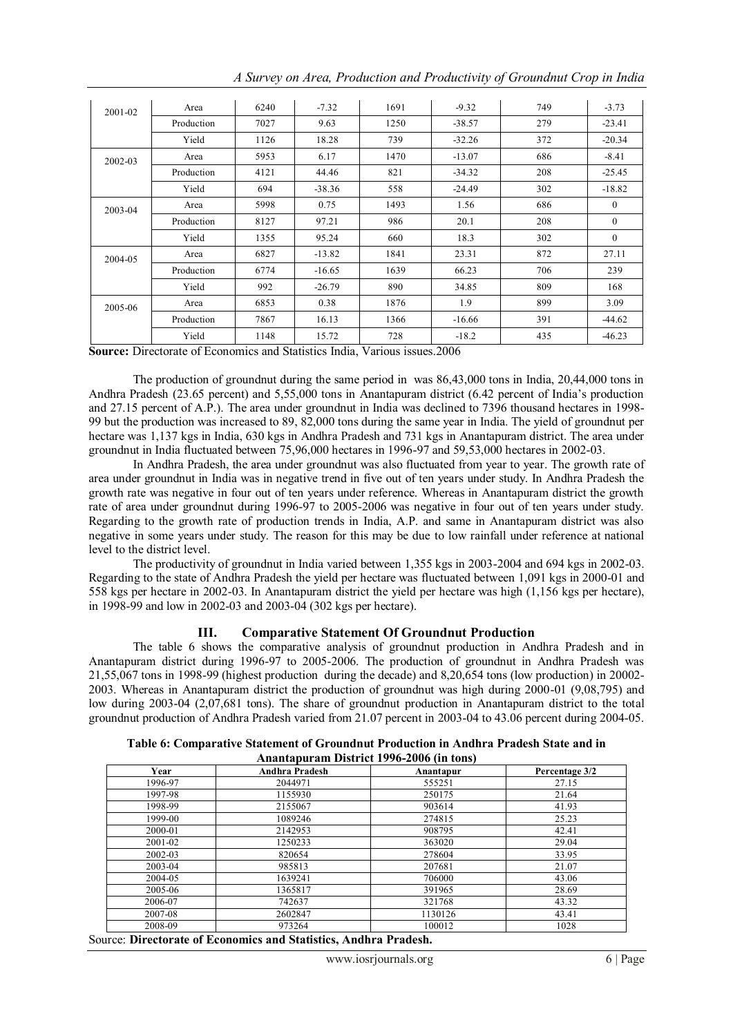| 2001-02 | Area | 6240 | -7.32 | 1691 | -9.32 | 749 | -3.73 |
|---|---|---|---|---|---|---|---|
| | Production | 7027 | 9.63 | 1250 | -38.57 | 279 | -23.41 |
| | Yield | 1126 | 18.28 | 739 | -32.26 | 372 | -20.34 |
| 2002-03 | Area | 5953 | 6.17 | 1470 | -13.07 | 686 | -8.41 |
| | Production | 4121 | 44.46 | 821 | -34.32 | 208 | -25.45 |
| | Yield | 694 | -38.36 | 558 | -24.49 | 302 | -18.82 |
| 2003-04 | Area | 5998 | 0.75 | 1493 | 1.56 | 686 | 0 |
| | Production | 8127 | 97.21 | 986 | 20.1 | 208 | 0 |
| | Yield | 1355 | 95.24 | 660 | 18.3 | 302 | 0 |
| 2004-05 | Area | 6827 | -13.82 | 1841 | 23.31 | 872 | 27.11 |
| | Production | 6774 | -16.65 | 1639 | 66.23 | 706 | 239 |
| | Yield | 992 | -26.79 | 890 | 34.85 | 809 | 168 |
| 2005-06 | Area | 6853 | 0.38 | 1876 | 1.9 | 899 | 3.09 |
| | Production | 7867 | 16.13 | 1366 | -16.66 | 391 | -44.62 |
| | Yield | 1148 | 15.72 | 728 | -18.2 | 435 | -46.23 |

**Source:** Directorate of Economics and Statistics India, Various issues.2006

The production of groundnut during the same period in was 86,43,000 tons in India, 20,44,000 tons in Andhra Pradesh (23.65 percent) and 5,55,000 tons in Anantapuram district (6.42 percent of India's production and 27.15 percent of A.P.). The area under groundnut in India was declined to 7396 thousand hectares in 1998-99 but the production was increased to 89, 82,000 tons during the same year in India. The yield of groundnut per hectare was 1,137 kgs in India, 630 kgs in Andhra Pradesh and 731 kgs in Anantapuram district. The area under groundnut in India fluctuated between 75,96,000 hectares in 1996-97 and 59,53,000 hectares in 2002-03.

In Andhra Pradesh, the area under groundnut was also fluctuated from year to year. The growth rate of area under groundnut in India was in negative trend in five out of ten years under study. In Andhra Pradesh the growth rate was negative in four out of ten years under reference. Whereas in Anantapuram district the growth rate of area under groundnut during 1996-97 to 2005-2006 was negative in four out of ten years under study. Regarding to the growth rate of production trends in India, A.P. and same in Anantapuram district was also negative in some years under study. The reason for this may be due to low rainfall under reference at national level to the district level.

The productivity of groundnut in India varied between 1,355 kgs in 2003-2004 and 694 kgs in 2002-03. Regarding to the state of Andhra Pradesh the yield per hectare was fluctuated between 1,091 kgs in 2000-01 and 558 kgs per hectare in 2002-03. In Anantapuram district the yield per hectare was high (1,156 kgs per hectare), in 1998-99 and low in 2002-03 and 2003-04 (302 kgs per hectare).

## III. Comparative Statement Of Groundnut Production

The table 6 shows the comparative analysis of groundnut production in Andhra Pradesh and in Anantapuram district during 1996-97 to 2005-2006. The production of groundnut in Andhra Pradesh was 21,55,067 tons in 1998-99 (highest production during the decade) and 8,20,654 tons (low production) in 20002-2003. Whereas in Anantapuram district the production of groundnut was high during 2000-01 (9,08,795) and low during 2003-04 (2,07,681 tons). The share of groundnut production in Anantapuram district to the total groundnut production of Andhra Pradesh varied from 21.07 percent in 2003-04 to 43.06 percent during 2004-05.

**Table 6: Comparative Statement of Groundnut Production in Andhra Pradesh State and in Anantapuram District 1996-2006 (in tons)**

| Year | Andhra Pradesh | Anantapur | Percentage 3/2 |
|---|---|---|---|
| 1996-97 | 2044971 | 555251 | 27.15 |
| 1997-98 | 1155930 | 250175 | 21.64 |
| 1998-99 | 2155067 | 903614 | 41.93 |
| 1999-00 | 1089246 | 274815 | 25.23 |
| 2000-01 | 2142953 | 908795 | 42.41 |
| 2001-02 | 1250233 | 363020 | 29.04 |
| 2002-03 | 820654 | 278604 | 33.95 |
| 2003-04 | 985813 | 207681 | 21.07 |
| 2004-05 | 1639241 | 706000 | 43.06 |
| 2005-06 | 1365817 | 391965 | 28.69 |
| 2006-07 | 742637 | 321768 | 43.32 |
| 2007-08 | 2602847 | 1130126 | 43.41 |
| 2008-09 | 973264 | 100012 | 1028 |

Source: **Directorate of Economics and Statistics, Andhra Pradesh.**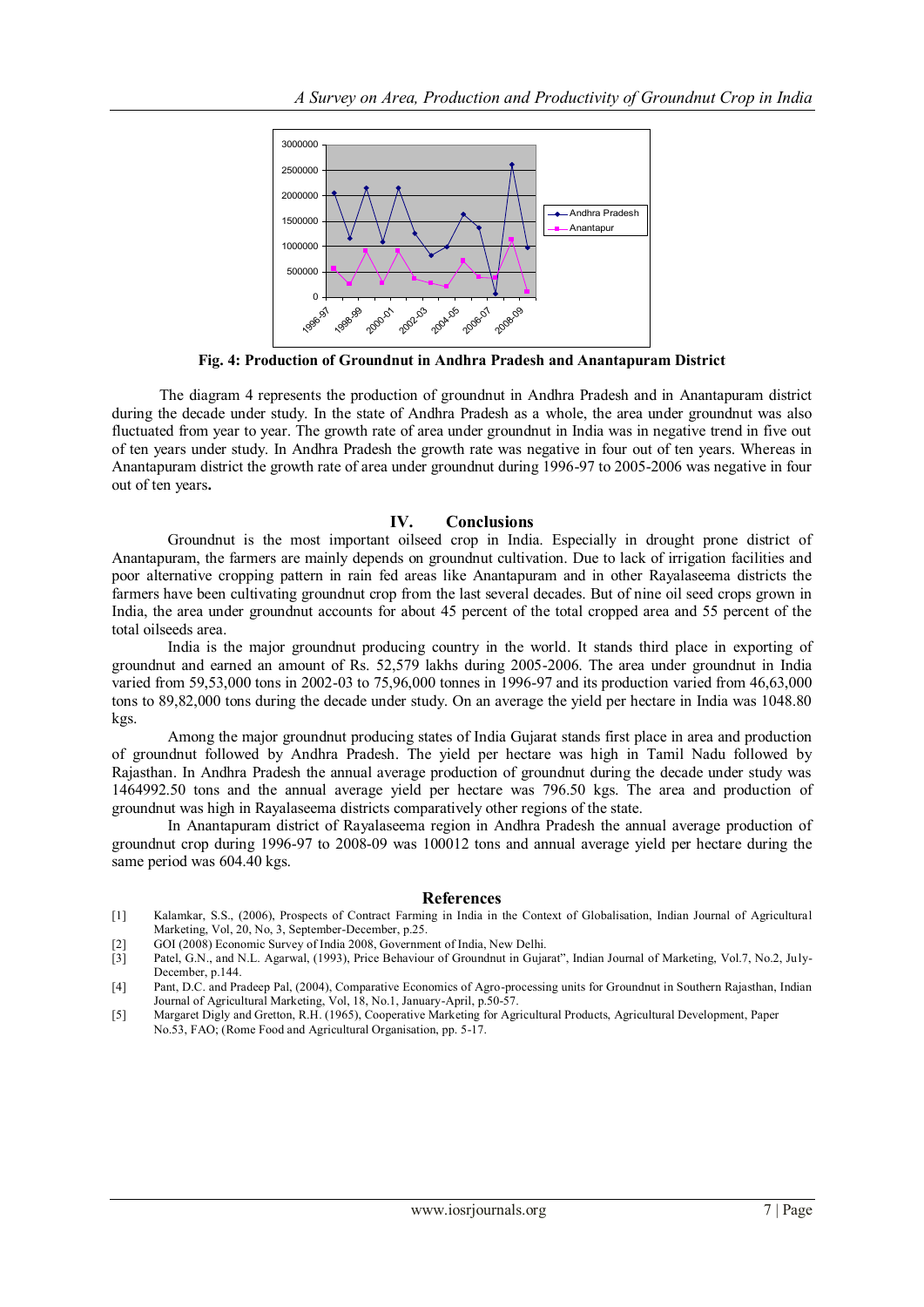3000000
2500000
2000000
1500000
1000000
500000
0

1996-97
1998-99
2000-01
2002-03
2004-05
2006-07
2008-09

Andhra Pradesh
Anantapur

**Fig. 4: Production of Groundnut in Andhra Pradesh and Anantapuram District**

The diagram 4 represents the production of groundnut in Andhra Pradesh and in Anantapuram district during the decade under study. In the state of Andhra Pradesh as a whole, the area under groundnut was also fluctuated from year to year. The growth rate of area under groundnut in India was in negative trend in five out of ten years under study. In Andhra Pradesh the growth rate was negative in four out of ten years. Whereas in Anantapuram district the growth rate of area under groundnut during 1996-97 to 2005-2006 was negative in four out of ten years**.**

## IV. Conclusions

Groundnut is the most important oilseed crop in India. Especially in drought prone district of Anantapuram, the farmers are mainly depends on groundnut cultivation. Due to lack of irrigation facilities and poor alternative cropping pattern in rain fed areas like Anantapuram and in other Rayalaseema districts the farmers have been cultivating groundnut crop from the last several decades. But of nine oil seed crops grown in India, the area under groundnut accounts for about 45 percent of the total cropped area and 55 percent of the total oilseeds area.

India is the major groundnut producing country in the world. It stands third place in exporting of groundnut and earned an amount of Rs. 52,579 lakhs during 2005-2006. The area under groundnut in India varied from 59,53,000 tons in 2002-03 to 75,96,000 tonnes in 1996-97 and its production varied from 46,63,000 tons to 89,82,000 tons during the decade under study. On an average the yield per hectare in India was 1048.80 kgs.

Among the major groundnut producing states of India Gujarat stands first place in area and production of groundnut followed by Andhra Pradesh. The yield per hectare was high in Tamil Nadu followed by Rajasthan. In Andhra Pradesh the annual average production of groundnut during the decade under study was 1464992.50 tons and the annual average yield per hectare was 796.50 kgs. The area and production of groundnut was high in Rayalaseema districts comparatively other regions of the state.

In Anantapuram district of Rayalaseema region in Andhra Pradesh the annual average production of groundnut crop during 1996-97 to 2008-09 was 100012 tons and annual average yield per hectare during the same period was 604.40 kgs.

## References

[1] Kalamkar, S.S., (2006), Prospects of Contract Farming in India in the Context of Globalisation, Indian Journal of Agricultural Marketing, Vol, 20, No, 3, September-December, p.25.

[2] GOI (2008) Economic Survey of India 2008, Government of India, New Delhi.

[3] Patel, G.N., and N.L. Agarwal, (1993), Price Behaviour of Groundnut in Gujarat", Indian Journal of Marketing, Vol.7, No.2, July-December, p.144.

[4] Pant, D.C. and Pradeep Pal, (2004), Comparative Economics of Agro-processing units for Groundnut in Southern Rajasthan, Indian Journal of Agricultural Marketing, Vol, 18, No.1, January-April, p.50-57.

[5] Margaret Digly and Gretton, R.H. (1965), Cooperative Marketing for Agricultural Products, Agricultural Development, Paper No.53, FAO; (Rome Food and Agricultural Organisation, pp. 5-17.